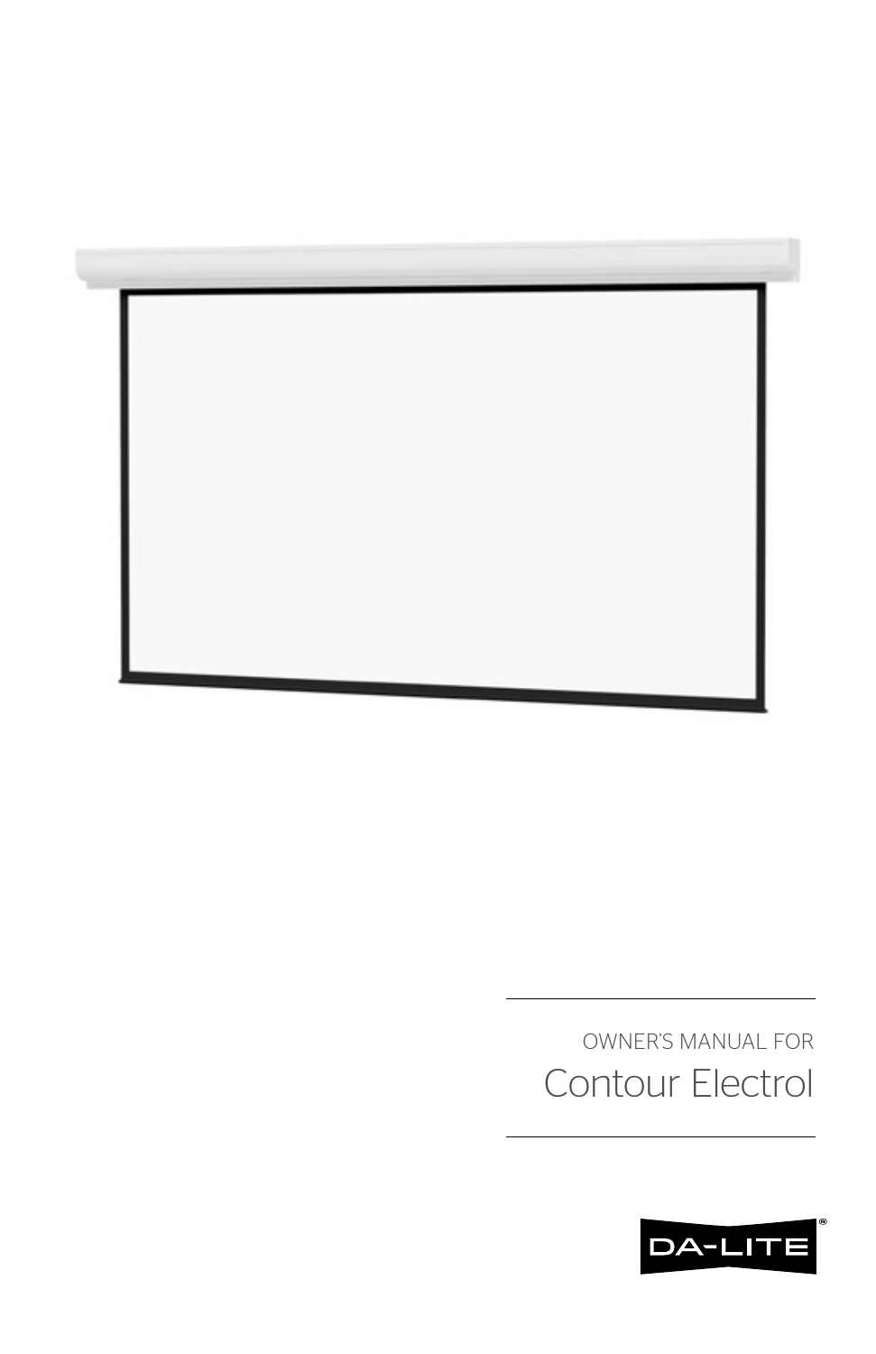OWNER'S MANUAL FOR

# Contour Electrol

DA-LITE®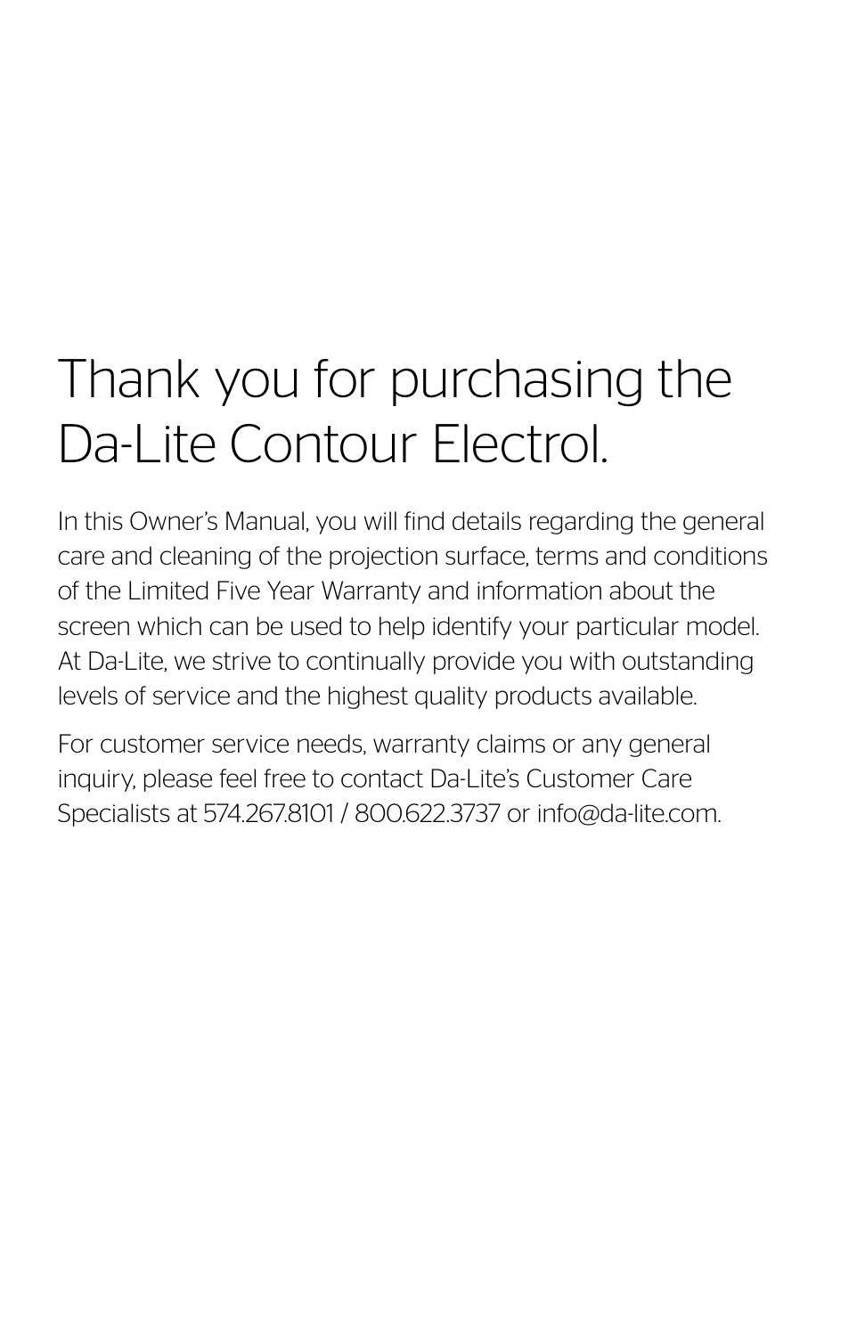# Thank you for purchasing the Da-Lite Contour Electrol.

In this Owner's Manual, you will find details regarding the general care and cleaning of the projection surface, terms and conditions of the Limited Five Year Warranty and information about the screen which can be used to help identify your particular model. At Da-Lite, we strive to continually provide you with outstanding levels of service and the highest quality products available.

For customer service needs, warranty claims or any general inquiry, please feel free to contact Da-Lite's Customer Care Specialists at 574.267.8101 / 800.622.3737 or info@da-lite.com.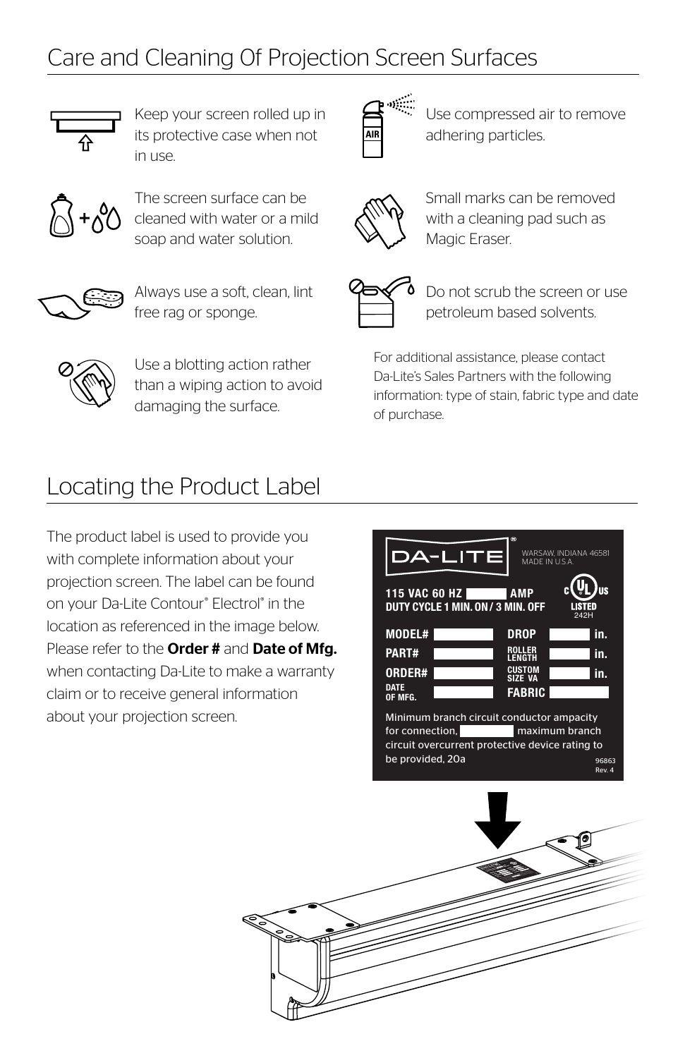## Care and Cleaning Of Projection Screen Surfaces

Keep your screen rolled up in its protective case when not in use.

The screen surface can be cleaned with water or a mild soap and water solution.

Always use a soft, clean, lint free rag or sponge.

Use a blotting action rather than a wiping action to avoid damaging the surface.

Use compressed air to remove adhering particles.

Small marks can be removed with a cleaning pad such as Magic Eraser.

Do not scrub the screen or use petroleum based solvents.

For additional assistance, please contact Da-Lite's Sales Partners with the following information: type of stain, fabric type and date of purchase.

## Locating the Product Label

The product label is used to provide you with complete information about your projection screen. The label can be found on your Da-Lite Contour® Electrol® in the location as referenced in the image below. Please refer to the **Order #** and **Date of Mfg.** when contacting Da-Lite to make a warranty claim or to receive general information about your projection screen.

DA-LITE®
WARSAW, INDIANA 46581
MADE IN U.S.A.

115 VAC 60 HZ ______ AMP
DUTY CYCLE 1 MIN. ON / 3 MIN. OFF

C UL US LISTED 242H

| | | | | |
|---|---|---|---|---|
| MODEL# | | DROP | | in. |
| PART# | | ROLLER LENGTH | | in. |
| ORDER# | | CUSTOM SIZE VA | | in. |
| DATE OF MFG. | | FABRIC | | |

Minimum branch circuit conductor ampacity for connection, ______ maximum branch circuit overcurrent protective device rating to be provided, 20a

96863
Rev. 4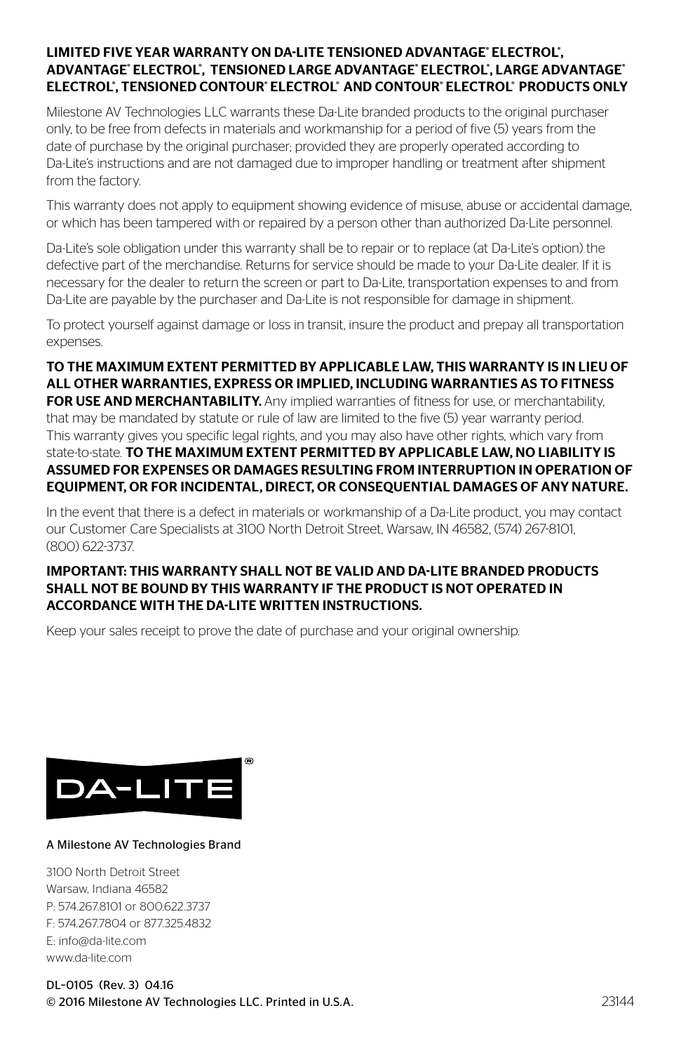## LIMITED FIVE YEAR WARRANTY ON DA-LITE TENSIONED ADVANTAGE® ELECTROL®, ADVANTAGE® ELECTROL®, TENSIONED LARGE ADVANTAGE® ELECTROL®, LARGE ADVANTAGE® ELECTROL®, TENSIONED CONTOUR® ELECTROL® AND CONTOUR® ELECTROL® PRODUCTS ONLY

Milestone AV Technologies LLC warrants these Da-Lite branded products to the original purchaser only, to be free from defects in materials and workmanship for a period of five (5) years from the date of purchase by the original purchaser; provided they are properly operated according to Da-Lite's instructions and are not damaged due to improper handling or treatment after shipment from the factory.

This warranty does not apply to equipment showing evidence of misuse, abuse or accidental damage, or which has been tampered with or repaired by a person other than authorized Da-Lite personnel.

Da-Lite's sole obligation under this warranty shall be to repair or to replace (at Da-Lite's option) the defective part of the merchandise. Returns for service should be made to your Da-Lite dealer. If it is necessary for the dealer to return the screen or part to Da-Lite, transportation expenses to and from Da-Lite are payable by the purchaser and Da-Lite is not responsible for damage in shipment.

To protect yourself against damage or loss in transit, insure the product and prepay all transportation expenses.

**TO THE MAXIMUM EXTENT PERMITTED BY APPLICABLE LAW, THIS WARRANTY IS IN LIEU OF ALL OTHER WARRANTIES, EXPRESS OR IMPLIED, INCLUDING WARRANTIES AS TO FITNESS FOR USE AND MERCHANTABILITY.** Any implied warranties of fitness for use, or merchantability, that may be mandated by statute or rule of law are limited to the five (5) year warranty period. This warranty gives you specific legal rights, and you may also have other rights, which vary from state-to-state. **TO THE MAXIMUM EXTENT PERMITTED BY APPLICABLE LAW, NO LIABILITY IS ASSUMED FOR EXPENSES OR DAMAGES RESULTING FROM INTERRUPTION IN OPERATION OF EQUIPMENT, OR FOR INCIDENTAL, DIRECT, OR CONSEQUENTIAL DAMAGES OF ANY NATURE.**

In the event that there is a defect in materials or workmanship of a Da-Lite product, you may contact our Customer Care Specialists at 3100 North Detroit Street, Warsaw, IN 46582, (574) 267-8101, (800) 622-3737.

**IMPORTANT: THIS WARRANTY SHALL NOT BE VALID AND DA-LITE BRANDED PRODUCTS SHALL NOT BE BOUND BY THIS WARRANTY IF THE PRODUCT IS NOT OPERATED IN ACCORDANCE WITH THE DA-LITE WRITTEN INSTRUCTIONS.**

Keep your sales receipt to prove the date of purchase and your original ownership.

DA-LITE®

A Milestone AV Technologies Brand

3100 North Detroit Street
Warsaw, Indiana 46582
P: 574.267.8101 or 800.622.3737
F: 574.267.7804 or 877.325.4832
E: info@da-lite.com
www.da-lite.com

DL–0105 (Rev. 3) 04.16
© 2016 Milestone AV Technologies LLC. Printed in U.S.A.

23144